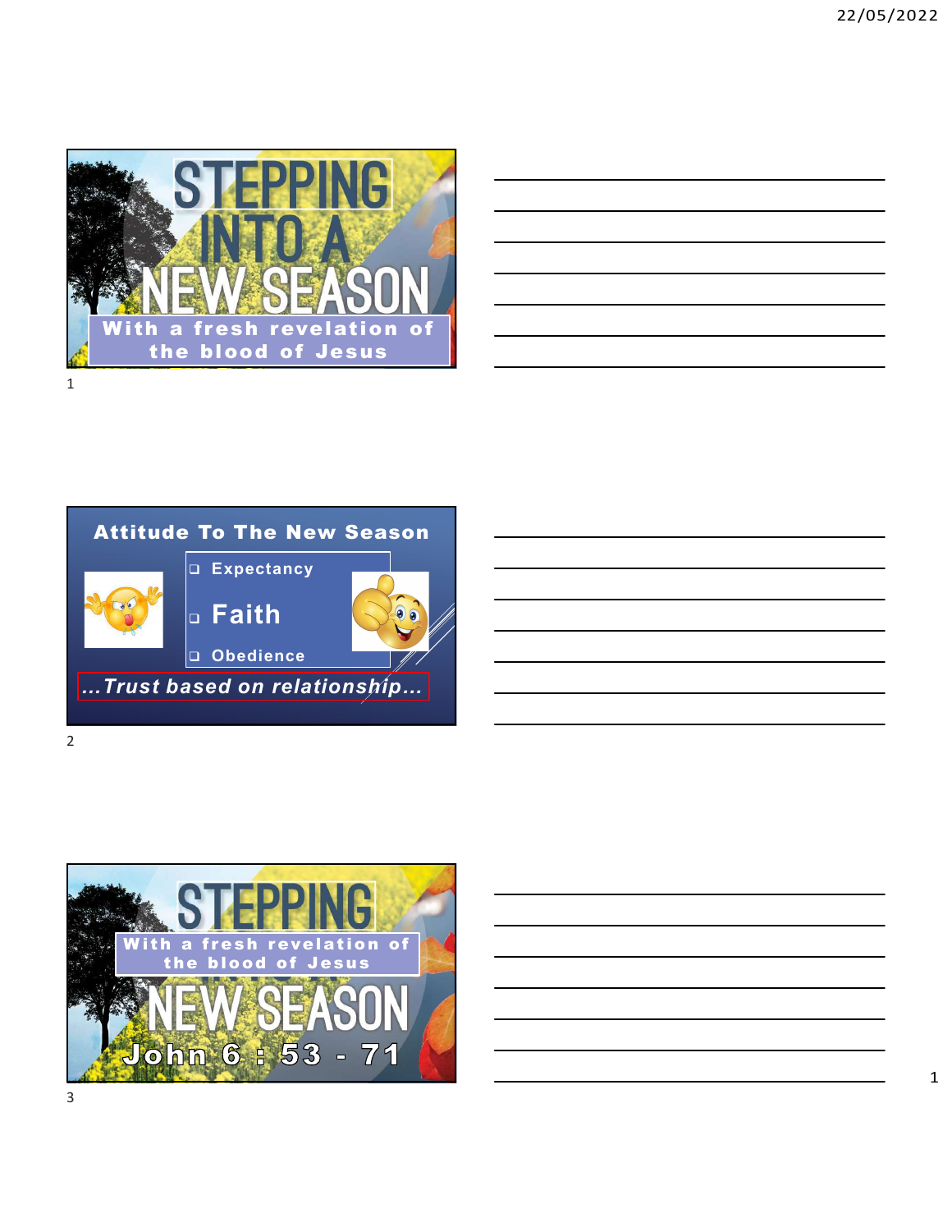# STEPPING INTO A NEW SEASON

With a fresh revelation of the blood of Jesus

## Attitude To The New Season

- Expectancy
- Faith
- Obedience

*...Trust based on relationship...*

# STEPPING NEW SEASON

With a fresh revelation of the blood of Jesus

John 6 : 53 - 71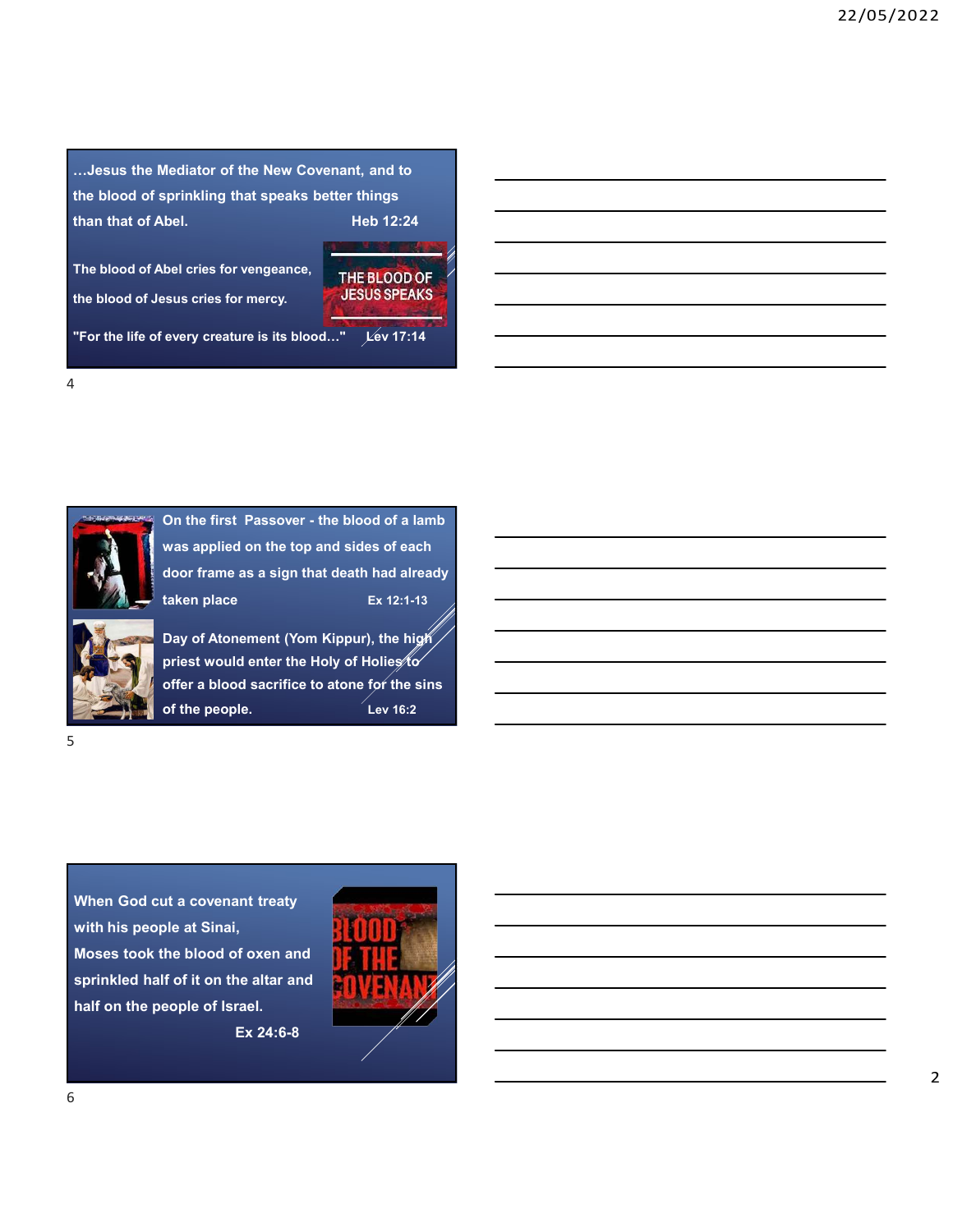…Jesus the Mediator of the New Covenant, and to the blood of sprinkling that speaks better things than that of Abel. Heb 12:24

The blood of Abel cries for vengeance, the blood of Jesus cries for mercy.

THE BLOOD OF JESUS SPEAKS

"For the life of every creature is its blood…" Lev 17:14

---

On the first Passover - the blood of a lamb was applied on the top and sides of each door frame as a sign that death had already taken place Ex 12:1-13

Day of Atonement (Yom Kippur), the high priest would enter the Holy of Holies to offer a blood sacrifice to atone for the sins of the people. Lev 16:2

---

When God cut a covenant treaty with his people at Sinai, Moses took the blood of oxen and sprinkled half of it on the altar and half on the people of Israel. Ex 24:6-8

BLOOD OF THE COVENANT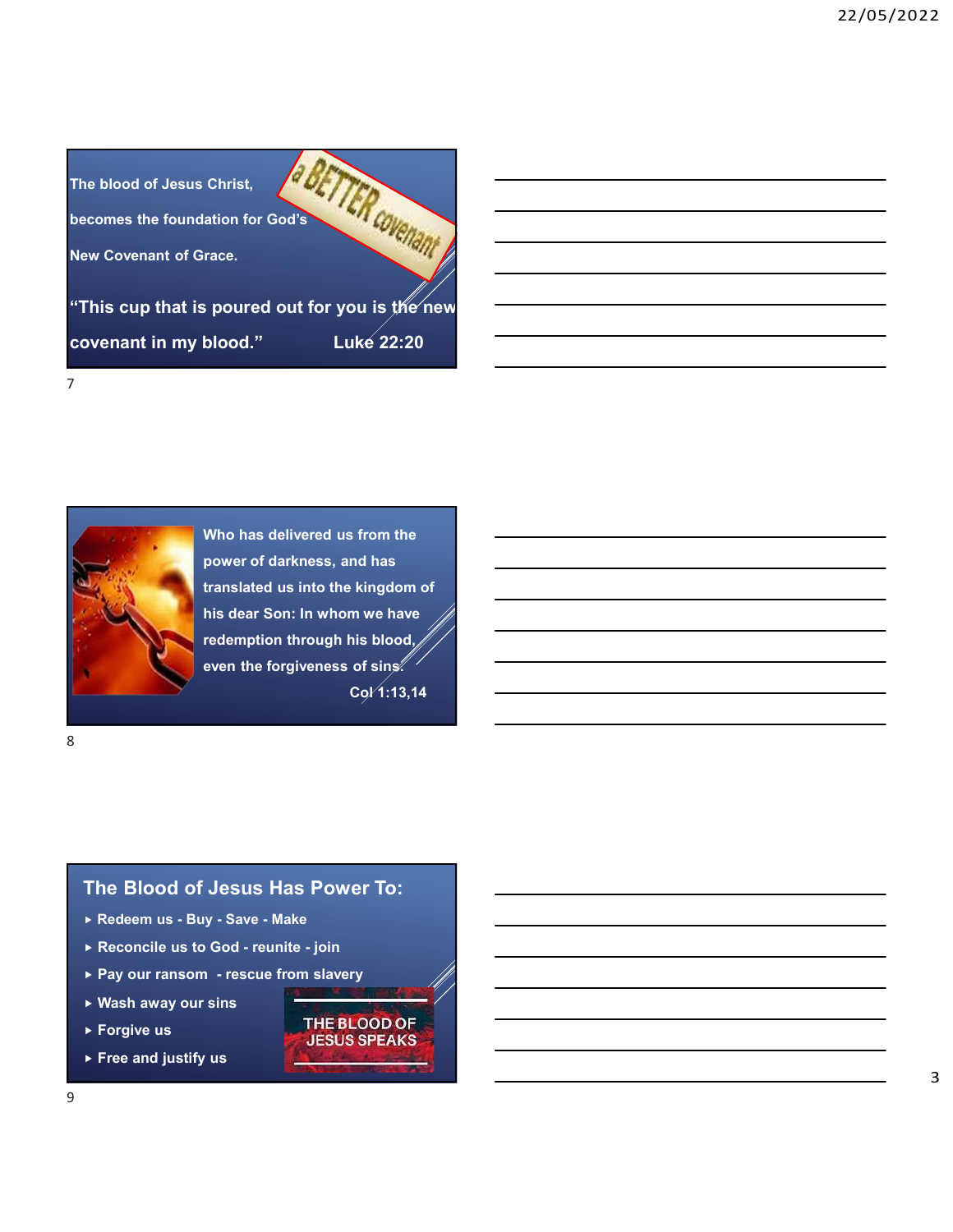The blood of Jesus Christ,

becomes the foundation for God's

New Covenant of Grace.

a BETTER covenant

"This cup that is poured out for you is the new covenant in my blood." Luke 22:20

Who has delivered us from the power of darkness, and has translated us into the kingdom of his dear Son: In whom we have redemption through his blood, even the forgiveness of sins. Col 1:13,14

## The Blood of Jesus Has Power To:

- Redeem us - Buy - Save - Make
- Reconcile us to God - reunite - join
- Pay our ransom - rescue from slavery
- Wash away our sins
- Forgive us
- Free and justify us

THE BLOOD OF JESUS SPEAKS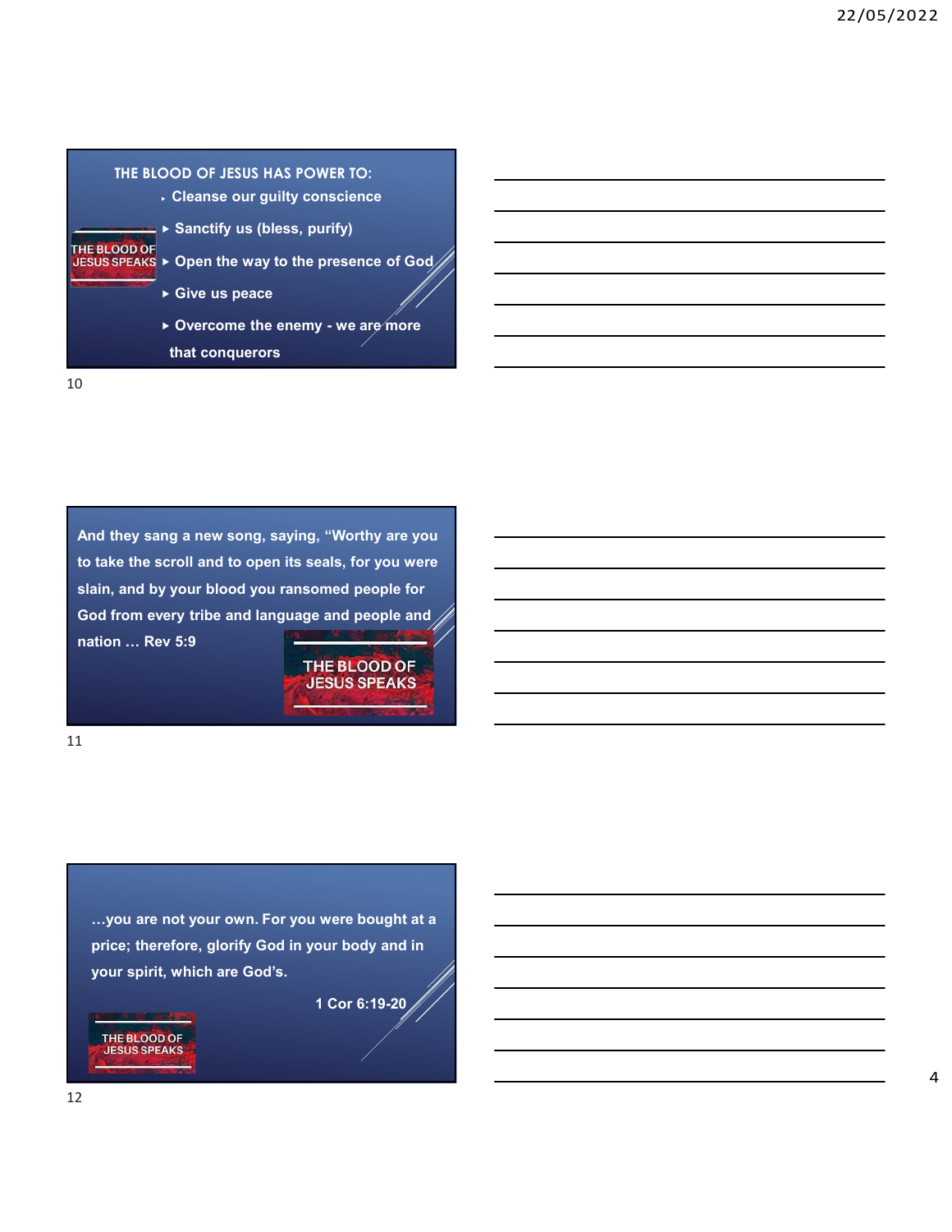**THE BLOOD OF JESUS HAS POWER TO:**

- Cleanse our guilty conscience
- Sanctify us (bless, purify)
- Open the way to the presence of God
- Give us peace
- Overcome the enemy - we are more that conquerors

THE BLOOD OF JESUS SPEAKS

---

And they sang a new song, saying, "Worthy are you to take the scroll and to open its seals, for you were slain, and by your blood you ransomed people for God from every tribe and language and people and nation … Rev 5:9

THE BLOOD OF JESUS SPEAKS

---

…you are not your own. For you were bought at a price; therefore, glorify God in your body and in your spirit, which are God's.

1 Cor 6:19-20

THE BLOOD OF JESUS SPEAKS